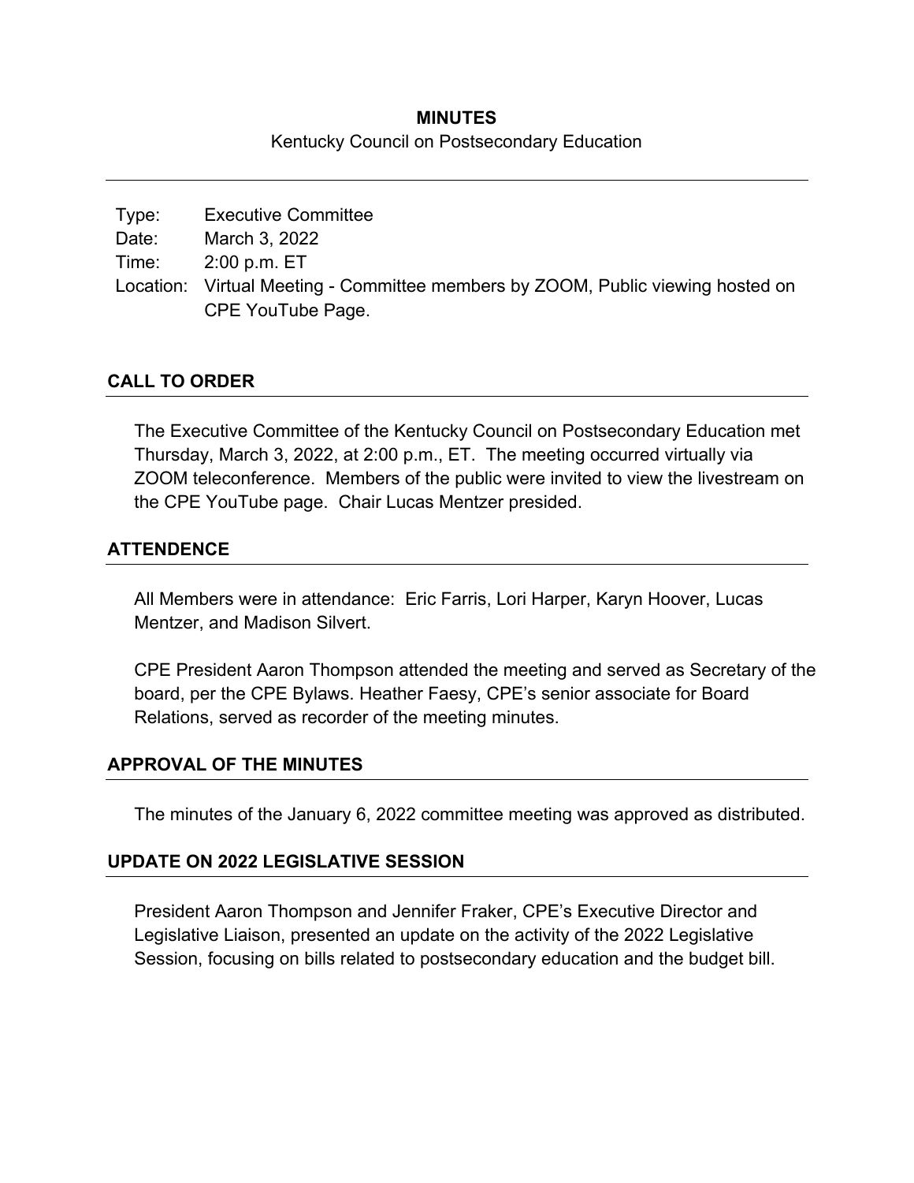# MINUTES

Kentucky Council on Postsecondary Education

| | |
|---|---|
| Type: | Executive Committee |
| Date: | March 3, 2022 |
| Time: | 2:00 p.m. ET |
| Location: | Virtual Meeting - Committee members by ZOOM, Public viewing hosted on CPE YouTube Page. |

## CALL TO ORDER

The Executive Committee of the Kentucky Council on Postsecondary Education met Thursday, March 3, 2022, at 2:00 p.m., ET. The meeting occurred virtually via ZOOM teleconference. Members of the public were invited to view the livestream on the CPE YouTube page. Chair Lucas Mentzer presided.

## ATTENDENCE

All Members were in attendance: Eric Farris, Lori Harper, Karyn Hoover, Lucas Mentzer, and Madison Silvert.

CPE President Aaron Thompson attended the meeting and served as Secretary of the board, per the CPE Bylaws. Heather Faesy, CPE's senior associate for Board Relations, served as recorder of the meeting minutes.

## APPROVAL OF THE MINUTES

The minutes of the January 6, 2022 committee meeting was approved as distributed.

## UPDATE ON 2022 LEGISLATIVE SESSION

President Aaron Thompson and Jennifer Fraker, CPE's Executive Director and Legislative Liaison, presented an update on the activity of the 2022 Legislative Session, focusing on bills related to postsecondary education and the budget bill.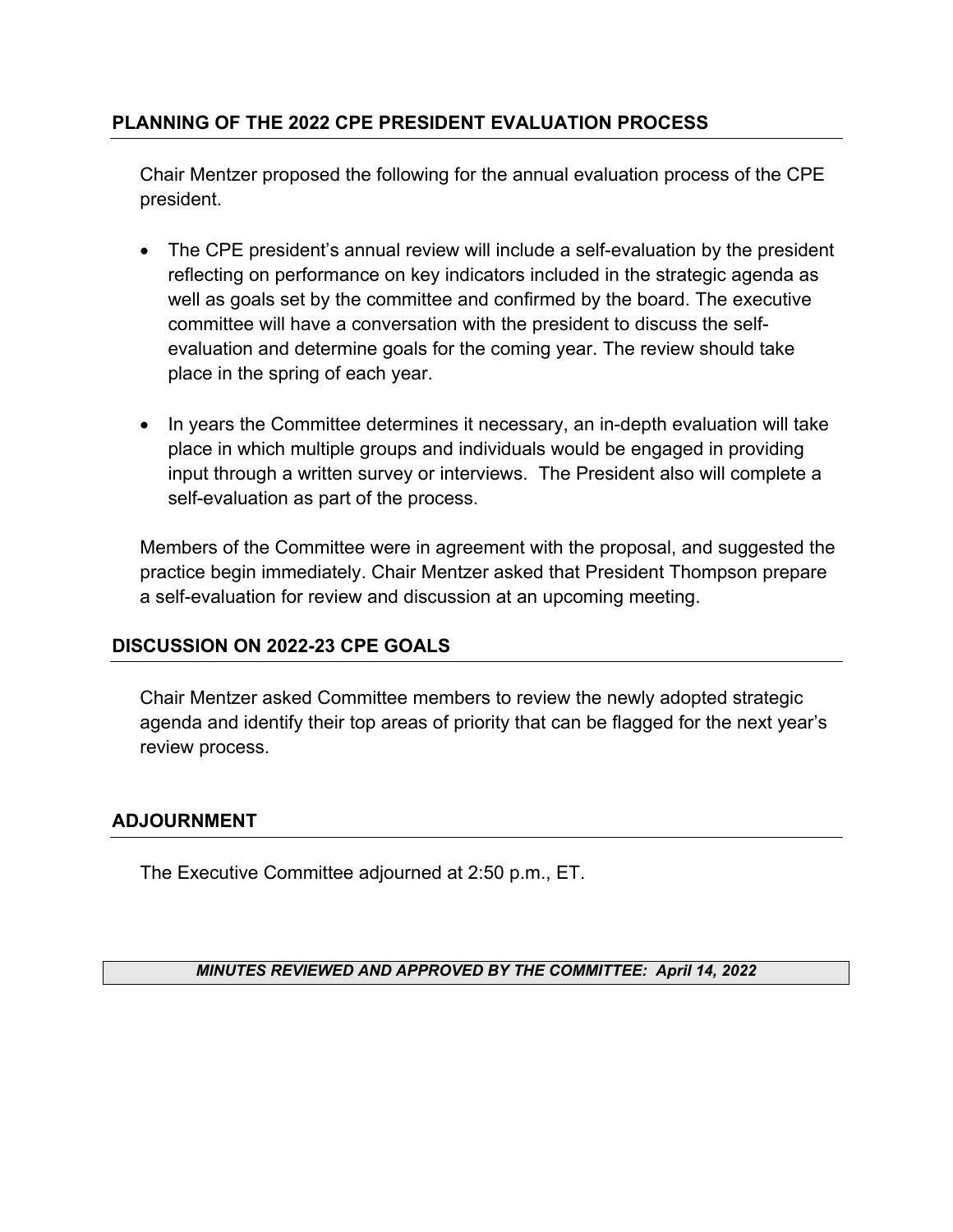## PLANNING OF THE 2022 CPE PRESIDENT EVALUATION PROCESS

Chair Mentzer proposed the following for the annual evaluation process of the CPE president.

- The CPE president's annual review will include a self-evaluation by the president reflecting on performance on key indicators included in the strategic agenda as well as goals set by the committee and confirmed by the board. The executive committee will have a conversation with the president to discuss the self-evaluation and determine goals for the coming year. The review should take place in the spring of each year.

- In years the Committee determines it necessary, an in-depth evaluation will take place in which multiple groups and individuals would be engaged in providing input through a written survey or interviews. The President also will complete a self-evaluation as part of the process.

Members of the Committee were in agreement with the proposal, and suggested the practice begin immediately. Chair Mentzer asked that President Thompson prepare a self-evaluation for review and discussion at an upcoming meeting.

## DISCUSSION ON 2022-23 CPE GOALS

Chair Mentzer asked Committee members to review the newly adopted strategic agenda and identify their top areas of priority that can be flagged for the next year's review process.

## ADJOURNMENT

The Executive Committee adjourned at 2:50 p.m., ET.

***MINUTES REVIEWED AND APPROVED BY THE COMMITTEE: April 14, 2022***